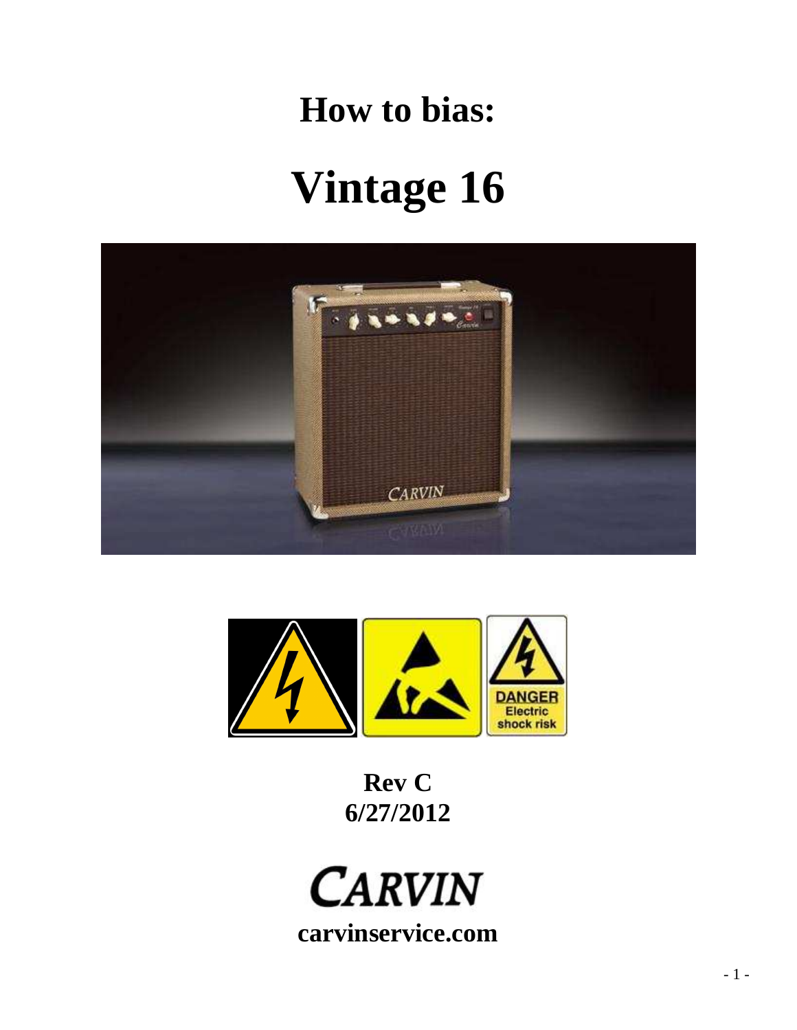# How to bias:

# Vintage 16

**Rev C**
**6/27/2012**

**carvinservice.com**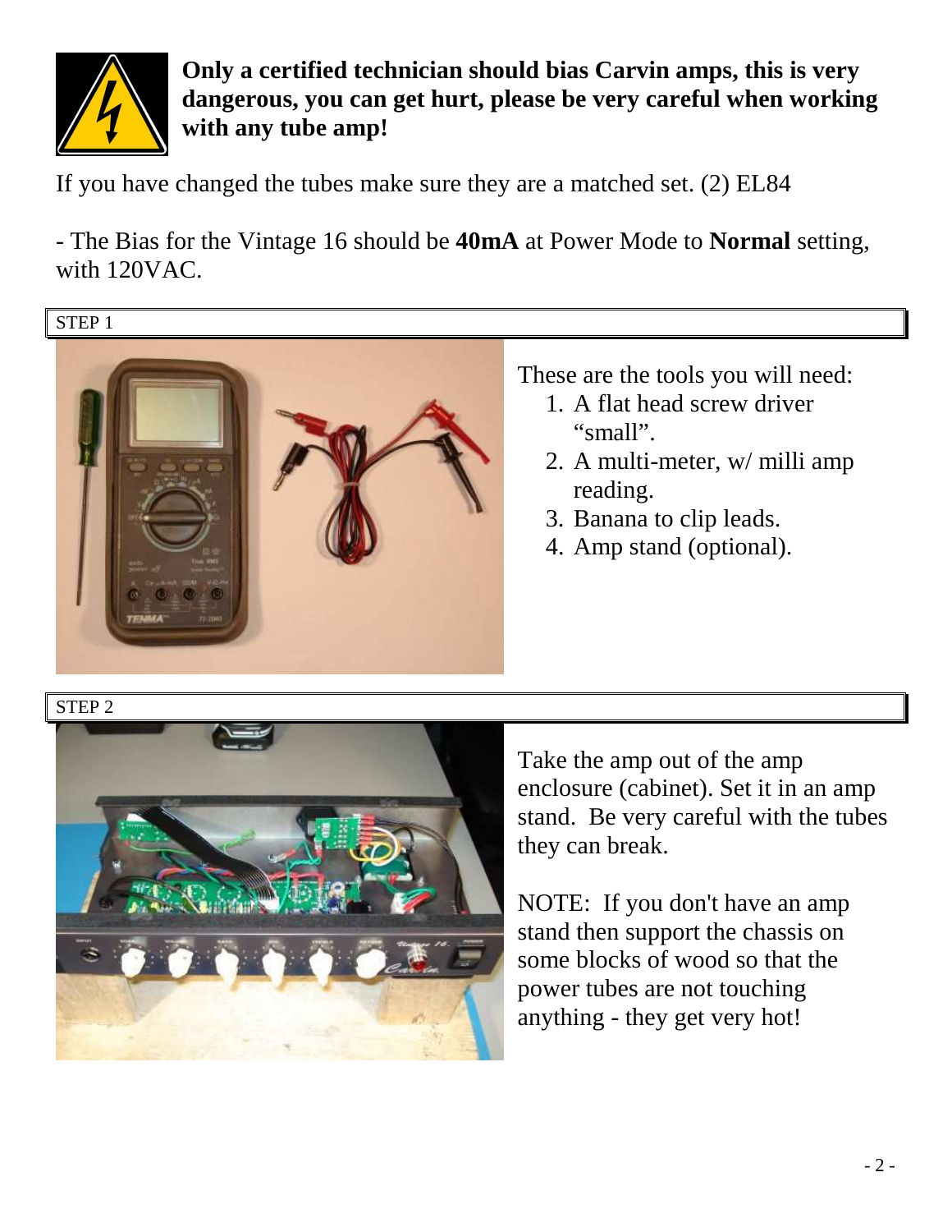**Only a certified technician should bias Carvin amps, this is very dangerous, you can get hurt, please be very careful when working with any tube amp!**

If you have changed the tubes make sure they are a matched set. (2) EL84

- The Bias for the Vintage 16 should be **40mA** at Power Mode to **Normal** setting, with 120VAC.

STEP 1

These are the tools you will need:

1. A flat head screw driver "small".
2. A multi-meter, w/ milli amp reading.
3. Banana to clip leads.
4. Amp stand (optional).

STEP 2

Take the amp out of the amp enclosure (cabinet). Set it in an amp stand. Be very careful with the tubes they can break.

NOTE: If you don't have an amp stand then support the chassis on some blocks of wood so that the power tubes are not touching anything - they get very hot!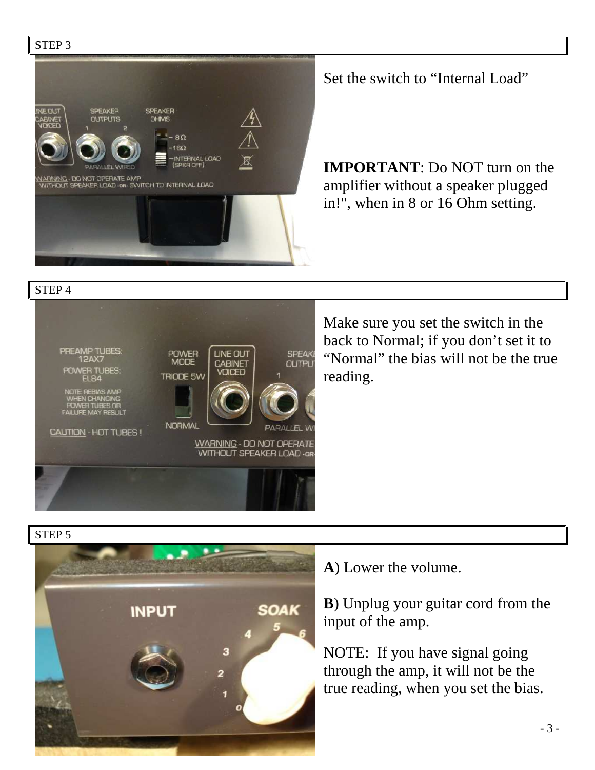STEP 3

Set the switch to “Internal Load”

**IMPORTANT**: Do NOT turn on the amplifier without a speaker plugged in!", when in 8 or 16 Ohm setting.

STEP 4

Make sure you set the switch in the back to Normal; if you don’t set it to “Normal” the bias will not be the true reading.

STEP 5

**A**) Lower the volume.

**B**) Unplug your guitar cord from the input of the amp.

NOTE: If you have signal going through the amp, it will not be the true reading, when you set the bias.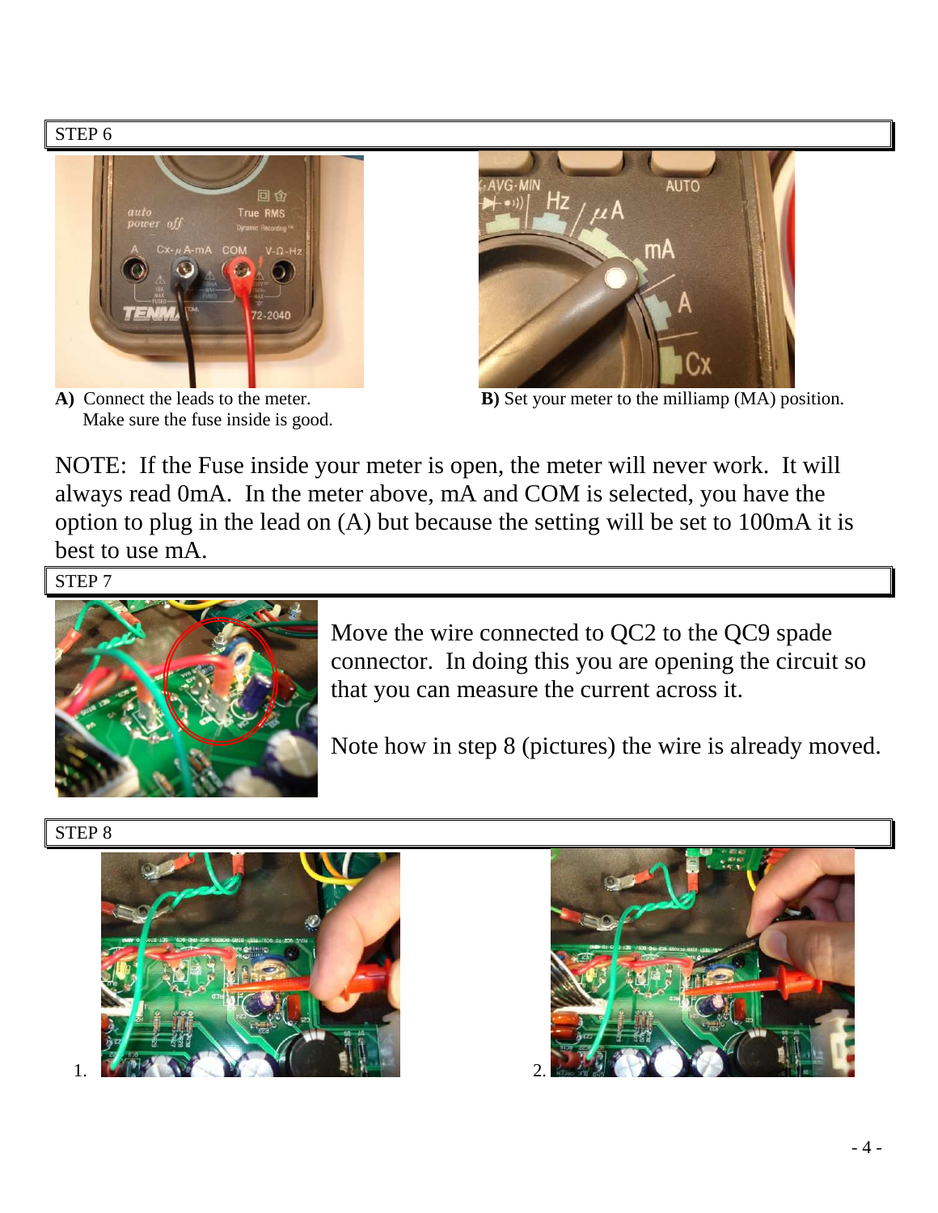## STEP 6

**A)** Connect the leads to the meter.
Make sure the fuse inside is good.

**B)** Set your meter to the milliamp (MA) position.

NOTE: If the Fuse inside your meter is open, the meter will never work. It will always read 0mA. In the meter above, mA and COM is selected, you have the option to plug in the lead on (A) but because the setting will be set to 100mA it is best to use mA.

## STEP 7

Move the wire connected to QC2 to the QC9 spade connector. In doing this you are opening the circuit so that you can measure the current across it.

Note how in step 8 (pictures) the wire is already moved.

## STEP 8

1.

2.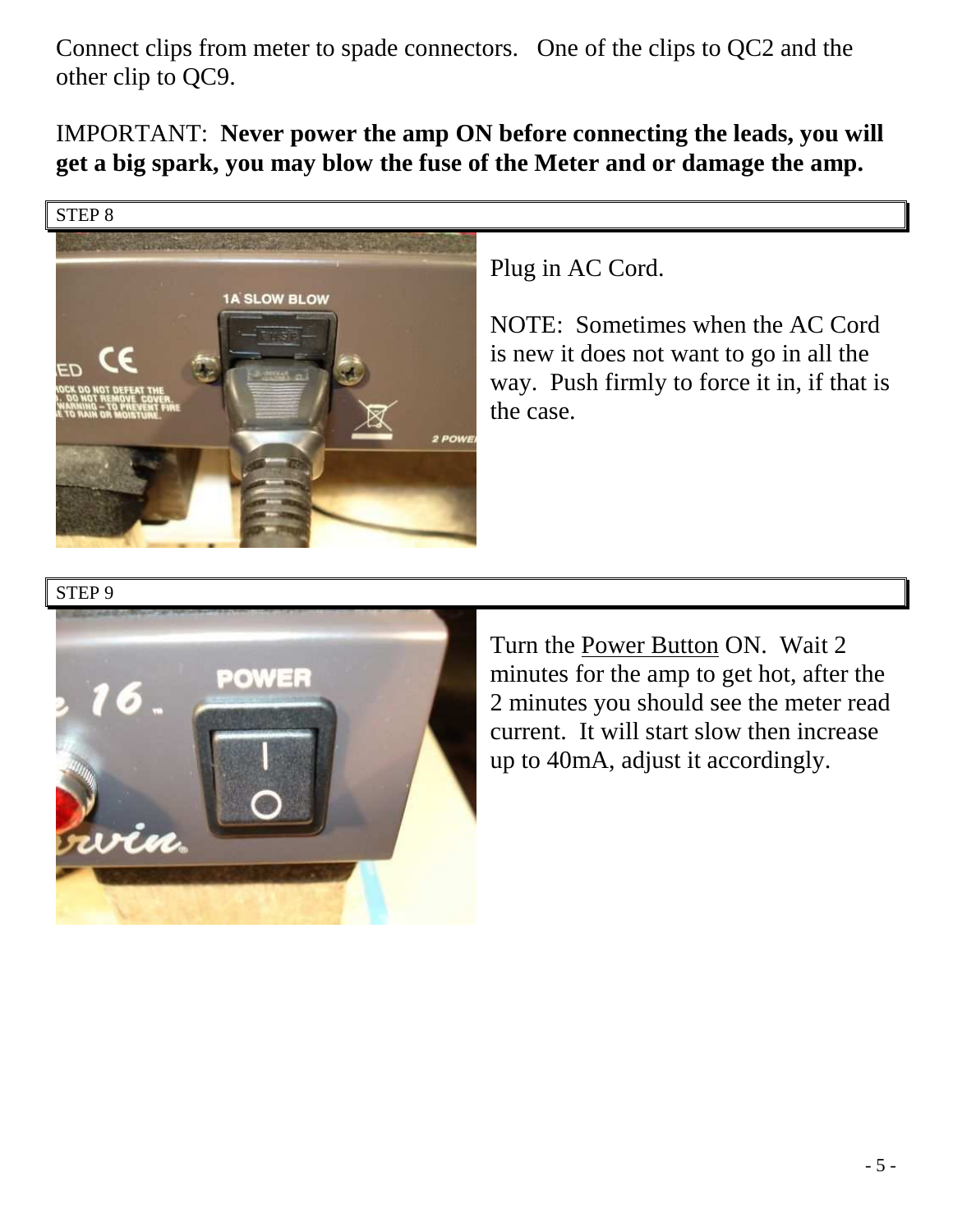Connect clips from meter to spade connectors. One of the clips to QC2 and the other clip to QC9.

IMPORTANT: **Never power the amp ON before connecting the leads, you will get a big spark, you may blow the fuse of the Meter and or damage the amp.**

STEP 8

Plug in AC Cord.

NOTE: Sometimes when the AC Cord is new it does not want to go in all the way. Push firmly to force it in, if that is the case.

STEP 9

Turn the Power Button ON. Wait 2 minutes for the amp to get hot, after the 2 minutes you should see the meter read current. It will start slow then increase up to 40mA, adjust it accordingly.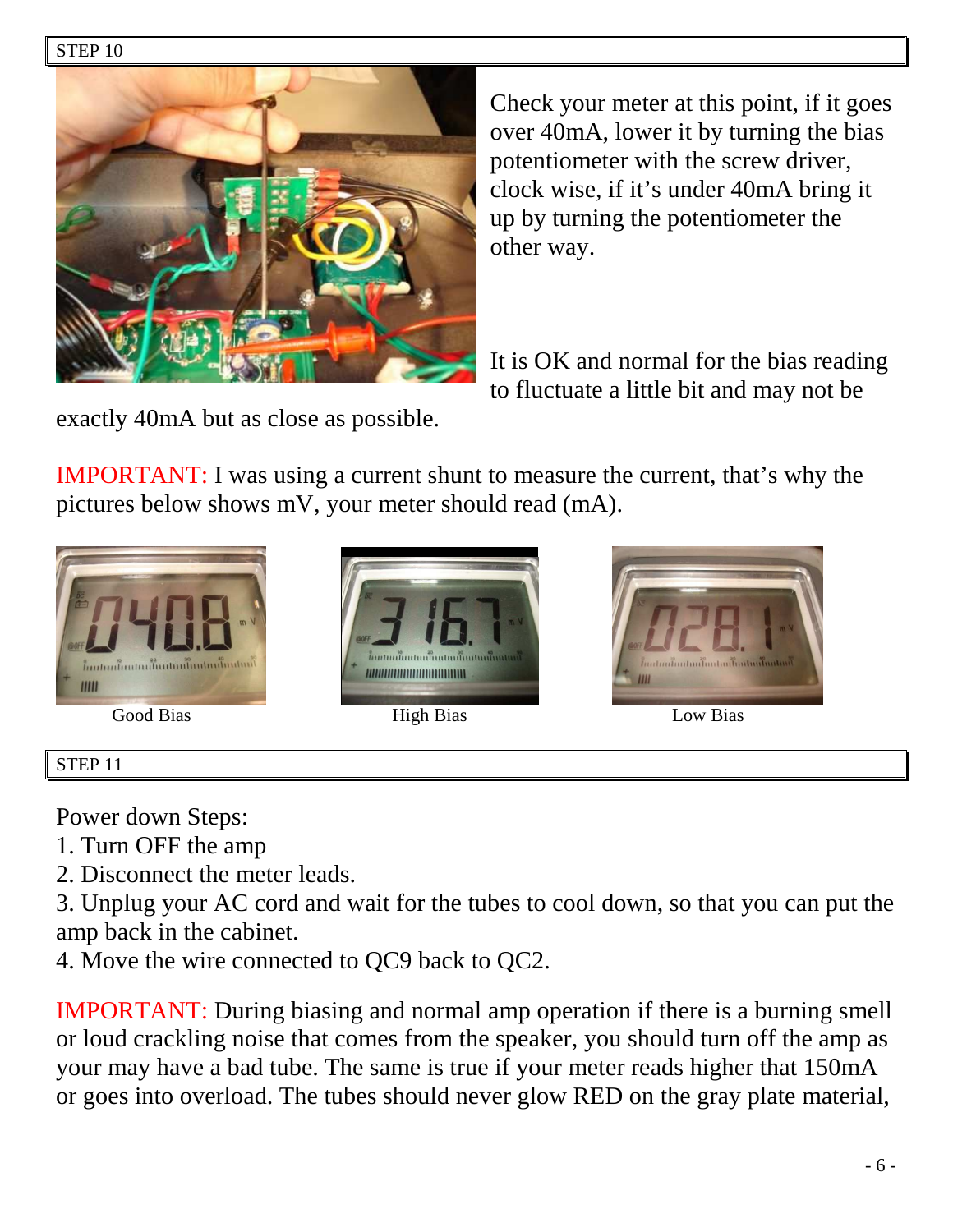STEP 10

Check your meter at this point, if it goes over 40mA, lower it by turning the bias potentiometer with the screw driver, clock wise, if it's under 40mA bring it up by turning the potentiometer the other way.

It is OK and normal for the bias reading to fluctuate a little bit and may not be exactly 40mA but as close as possible.

IMPORTANT: I was using a current shunt to measure the current, that's why the pictures below shows mV, your meter should read (mA).

Good Bias

High Bias

Low Bias

STEP 11

Power down Steps:

1. Turn OFF the amp
2. Disconnect the meter leads.
3. Unplug your AC cord and wait for the tubes to cool down, so that you can put the amp back in the cabinet.
4. Move the wire connected to QC9 back to QC2.

IMPORTANT: During biasing and normal amp operation if there is a burning smell or loud crackling noise that comes from the speaker, you should turn off the amp as your may have a bad tube. The same is true if your meter reads higher that 150mA or goes into overload. The tubes should never glow RED on the gray plate material,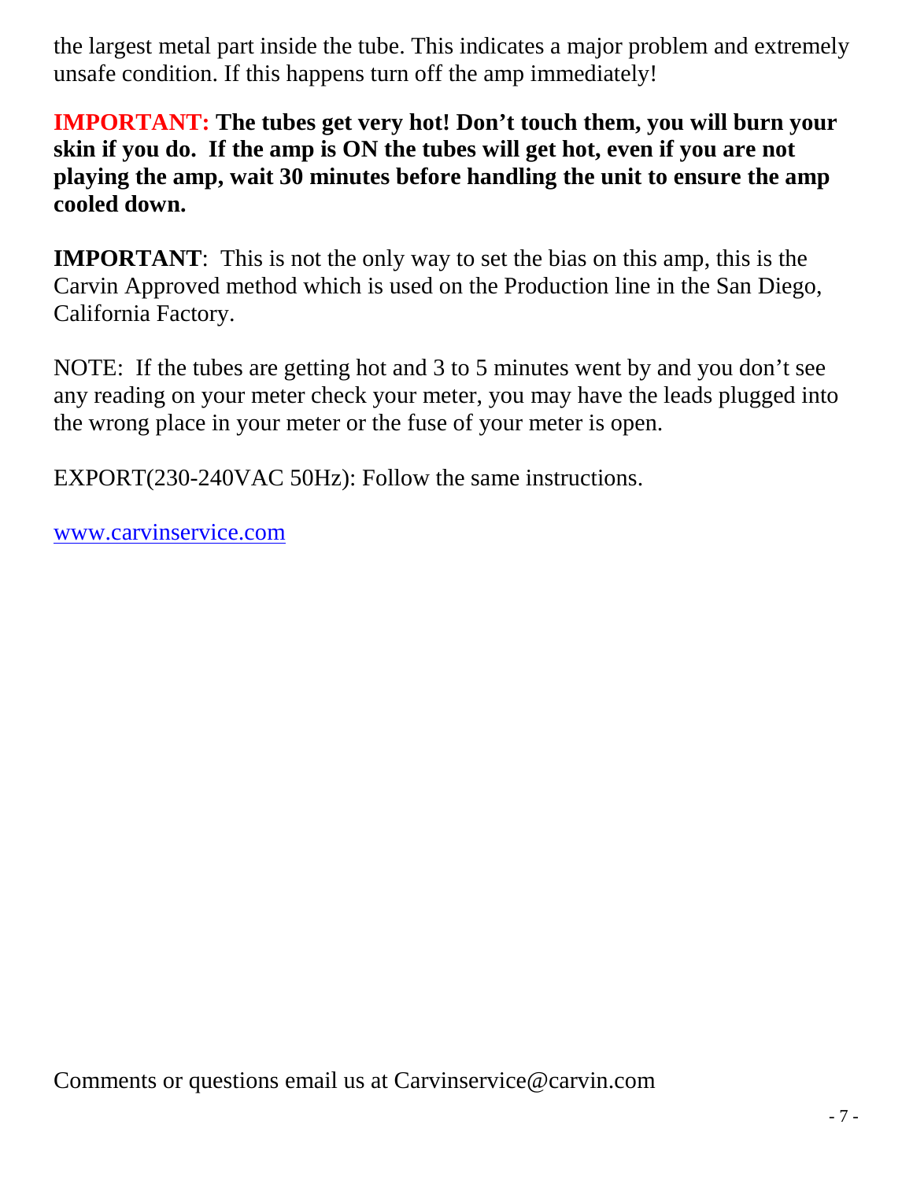the largest metal part inside the tube. This indicates a major problem and extremely unsafe condition. If this happens turn off the amp immediately!

**IMPORTANT: The tubes get very hot! Don't touch them, you will burn your skin if you do. If the amp is ON the tubes will get hot, even if you are not playing the amp, wait 30 minutes before handling the unit to ensure the amp cooled down.**

**IMPORTANT**: This is not the only way to set the bias on this amp, this is the Carvin Approved method which is used on the Production line in the San Diego, California Factory.

NOTE: If the tubes are getting hot and 3 to 5 minutes went by and you don't see any reading on your meter check your meter, you may have the leads plugged into the wrong place in your meter or the fuse of your meter is open.

EXPORT(230-240VAC 50Hz): Follow the same instructions.

www.carvinservice.com

Comments or questions email us at Carvinservice@carvin.com